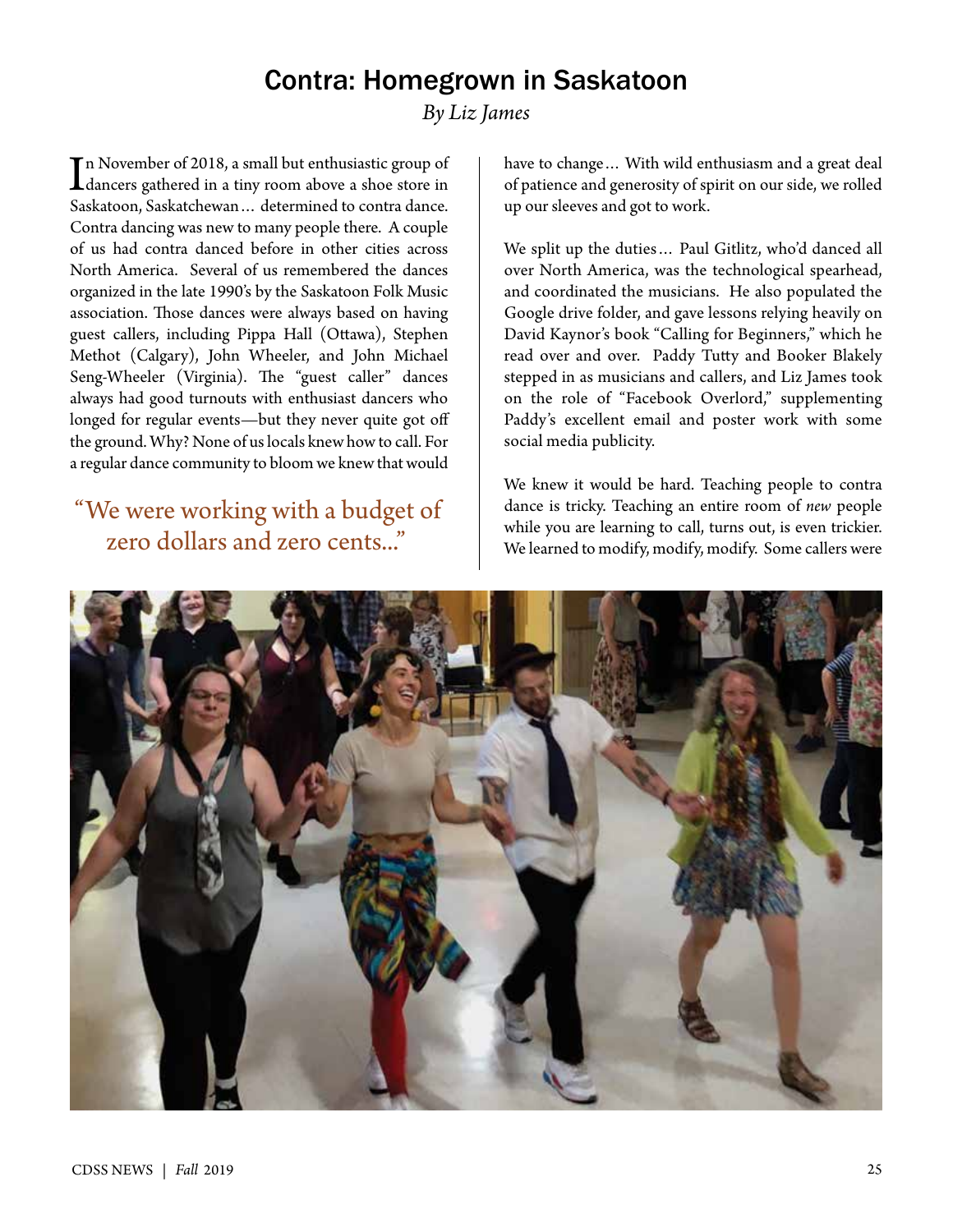# Contra: Homegrown in Saskatoon

*By Liz James*

In November of 2018, a small but enthusiastic group of dancers gathered in a tiny room above a shoe store in Saskatoon, Saskatchewan… determined to contra dance. Contra dancing was new to many people there. A couple of us had contra danced before in other cities across North America. Several of us remembered the dances organized in the late 1990's by the Saskatoon Folk Music association. Those dances were always based on having guest callers, including Pippa Hall (Ottawa), Stephen Methot (Calgary), John Wheeler, and John Michael Seng-Wheeler (Virginia). The "guest caller" dances always had good turnouts with enthusiast dancers who longed for regular events—but they never quite got off the ground. Why? None of us locals knew how to call. For a regular dance community to bloom we knew that would have to change… With wild enthusiasm and a great deal of patience and generosity of spirit on our side, we rolled up our sleeves and got to work.

> "We were working with a budget of zero dollars and zero cents..."

We split up the duties… Paul Gitlitz, who'd danced all over North America, was the technological spearhead, and coordinated the musicians. He also populated the Google drive folder, and gave lessons relying heavily on David Kaynor's book "Calling for Beginners," which he read over and over. Paddy Tutty and Booker Blakely stepped in as musicians and callers, and Liz James took on the role of "Facebook Overlord," supplementing Paddy's excellent email and poster work with some social media publicity.

We knew it would be hard. Teaching people to contra dance is tricky. Teaching an entire room of *new* people while you are learning to call, turns out, is even trickier. We learned to modify, modify, modify. Some callers were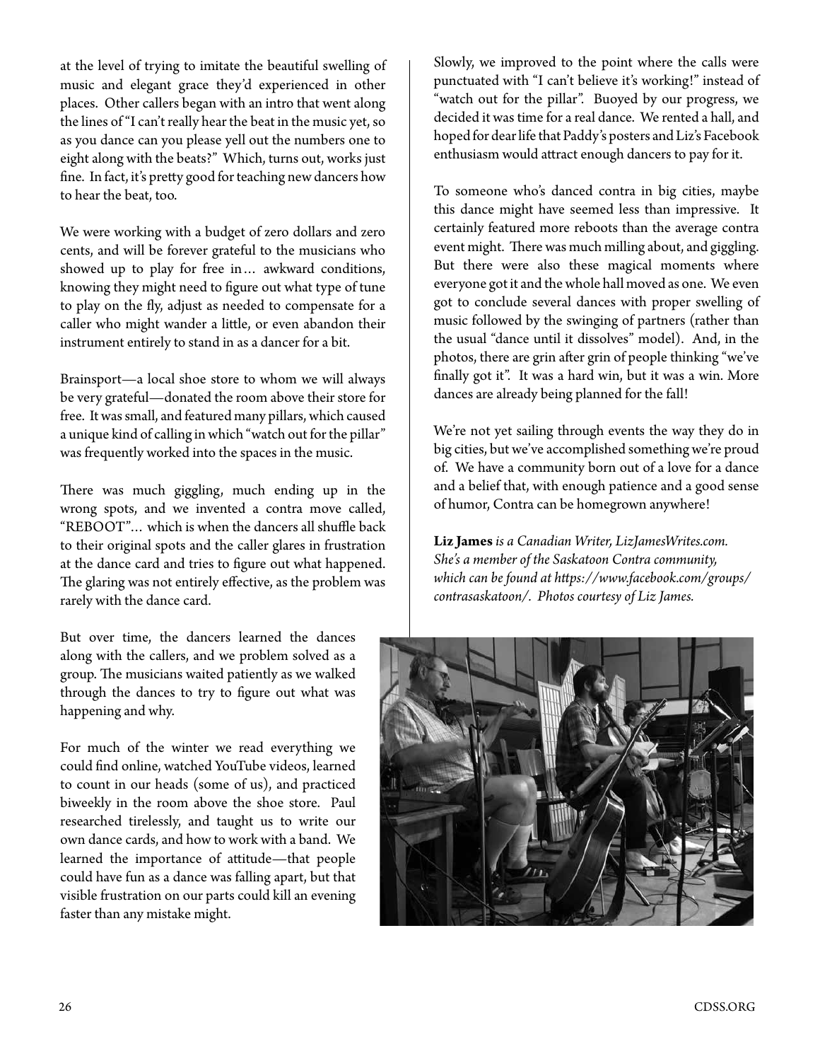at the level of trying to imitate the beautiful swelling of music and elegant grace they'd experienced in other places. Other callers began with an intro that went along the lines of "I can't really hear the beat in the music yet, so as you dance can you please yell out the numbers one to eight along with the beats?" Which, turns out, works just fine. In fact, it's pretty good for teaching new dancers how to hear the beat, too.

We were working with a budget of zero dollars and zero cents, and will be forever grateful to the musicians who showed up to play for free in… awkward conditions, knowing they might need to figure out what type of tune to play on the fly, adjust as needed to compensate for a caller who might wander a little, or even abandon their instrument entirely to stand in as a dancer for a bit.

Brainsport—a local shoe store to whom we will always be very grateful—donated the room above their store for free. It was small, and featured many pillars, which caused a unique kind of calling in which "watch out for the pillar" was frequently worked into the spaces in the music.

There was much giggling, much ending up in the wrong spots, and we invented a contra move called, "REBOOT"… which is when the dancers all shuffle back to their original spots and the caller glares in frustration at the dance card and tries to figure out what happened. The glaring was not entirely effective, as the problem was rarely with the dance card.

But over time, the dancers learned the dances along with the callers, and we problem solved as a group. The musicians waited patiently as we walked through the dances to try to figure out what was happening and why.

For much of the winter we read everything we could find online, watched YouTube videos, learned to count in our heads (some of us), and practiced biweekly in the room above the shoe store. Paul researched tirelessly, and taught us to write our own dance cards, and how to work with a band. We learned the importance of attitude—that people could have fun as a dance was falling apart, but that visible frustration on our parts could kill an evening faster than any mistake might.

Slowly, we improved to the point where the calls were punctuated with "I can't believe it's working!" instead of "watch out for the pillar". Buoyed by our progress, we decided it was time for a real dance. We rented a hall, and hoped for dear life that Paddy's posters and Liz's Facebook enthusiasm would attract enough dancers to pay for it.

To someone who's danced contra in big cities, maybe this dance might have seemed less than impressive. It certainly featured more reboots than the average contra event might. There was much milling about, and giggling. But there were also these magical moments where everyone got it and the whole hall moved as one. We even got to conclude several dances with proper swelling of music followed by the swinging of partners (rather than the usual "dance until it dissolves" model). And, in the photos, there are grin after grin of people thinking "we've finally got it". It was a hard win, but it was a win. More dances are already being planned for the fall!

We're not yet sailing through events the way they do in big cities, but we've accomplished something we're proud of. We have a community born out of a love for a dance and a belief that, with enough patience and a good sense of humor, Contra can be homegrown anywhere!

**Liz James** *is a Canadian Writer, LizJamesWrites.com. She's a member of the Saskatoon Contra community, which can be found at https://www.facebook.com/groups/contrasaskatoon/. Photos courtesy of Liz James.*